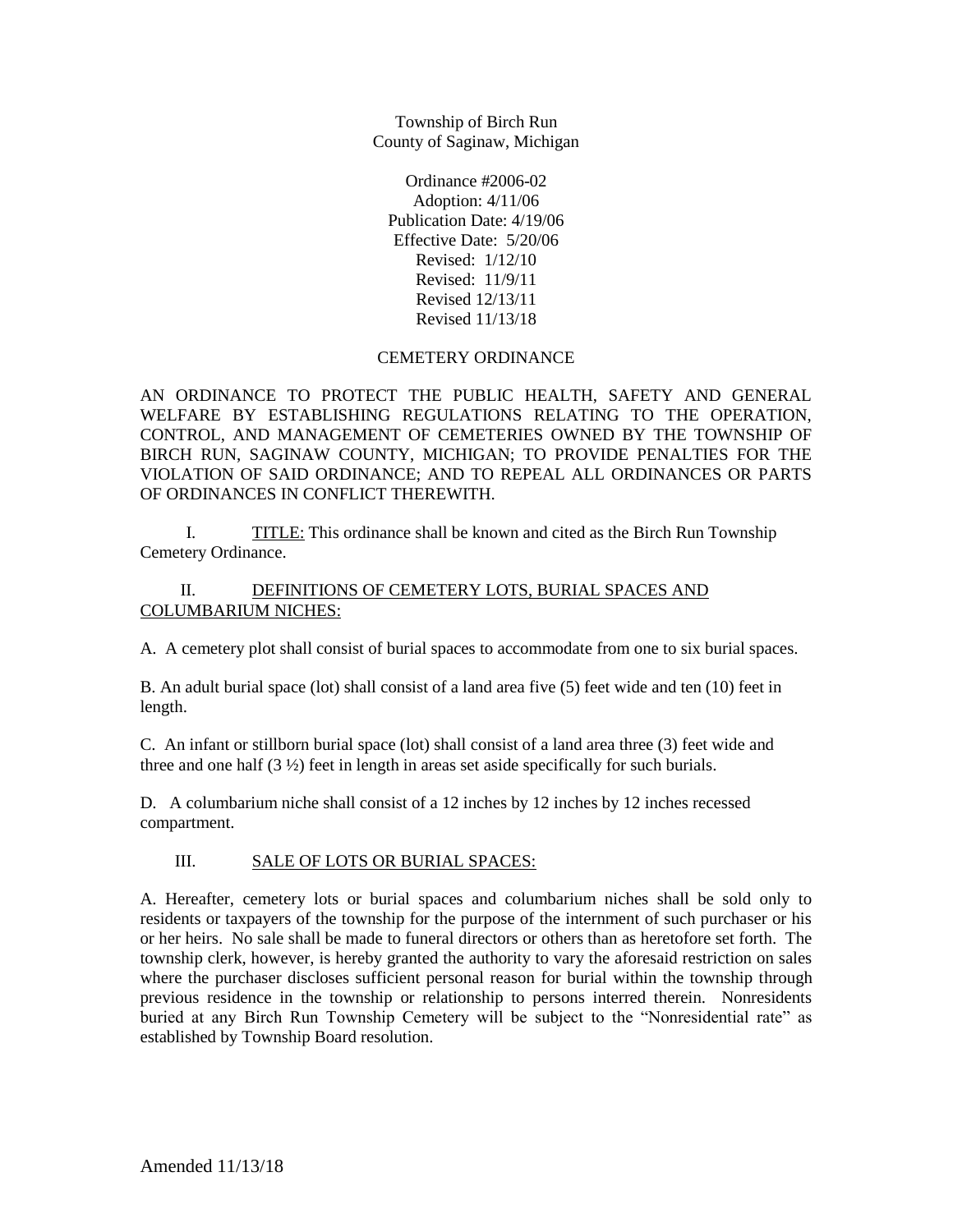Township of Birch Run
County of Saginaw, Michigan

Ordinance #2006-02
Adoption: 4/11/06
Publication Date: 4/19/06
Effective Date: 5/20/06
Revised: 1/12/10
Revised: 11/9/11
Revised 12/13/11
Revised 11/13/18

# CEMETERY ORDINANCE

AN ORDINANCE TO PROTECT THE PUBLIC HEALTH, SAFETY AND GENERAL WELFARE BY ESTABLISHING REGULATIONS RELATING TO THE OPERATION, CONTROL, AND MANAGEMENT OF CEMETERIES OWNED BY THE TOWNSHIP OF BIRCH RUN, SAGINAW COUNTY, MICHIGAN; TO PROVIDE PENALTIES FOR THE VIOLATION OF SAID ORDINANCE; AND TO REPEAL ALL ORDINANCES OR PARTS OF ORDINANCES IN CONFLICT THEREWITH.

I. TITLE: This ordinance shall be known and cited as the Birch Run Township Cemetery Ordinance.

## II. DEFINITIONS OF CEMETERY LOTS, BURIAL SPACES AND COLUMBARIUM NICHES:

A. A cemetery plot shall consist of burial spaces to accommodate from one to six burial spaces.

B. An adult burial space (lot) shall consist of a land area five (5) feet wide and ten (10) feet in length.

C. An infant or stillborn burial space (lot) shall consist of a land area three (3) feet wide and three and one half (3 ½) feet in length in areas set aside specifically for such burials.

D. A columbarium niche shall consist of a 12 inches by 12 inches by 12 inches recessed compartment.

## III. SALE OF LOTS OR BURIAL SPACES:

A. Hereafter, cemetery lots or burial spaces and columbarium niches shall be sold only to residents or taxpayers of the township for the purpose of the internment of such purchaser or his or her heirs. No sale shall be made to funeral directors or others than as heretofore set forth. The township clerk, however, is hereby granted the authority to vary the aforesaid restriction on sales where the purchaser discloses sufficient personal reason for burial within the township through previous residence in the township or relationship to persons interred therein. Nonresidents buried at any Birch Run Township Cemetery will be subject to the "Nonresidential rate" as established by Township Board resolution.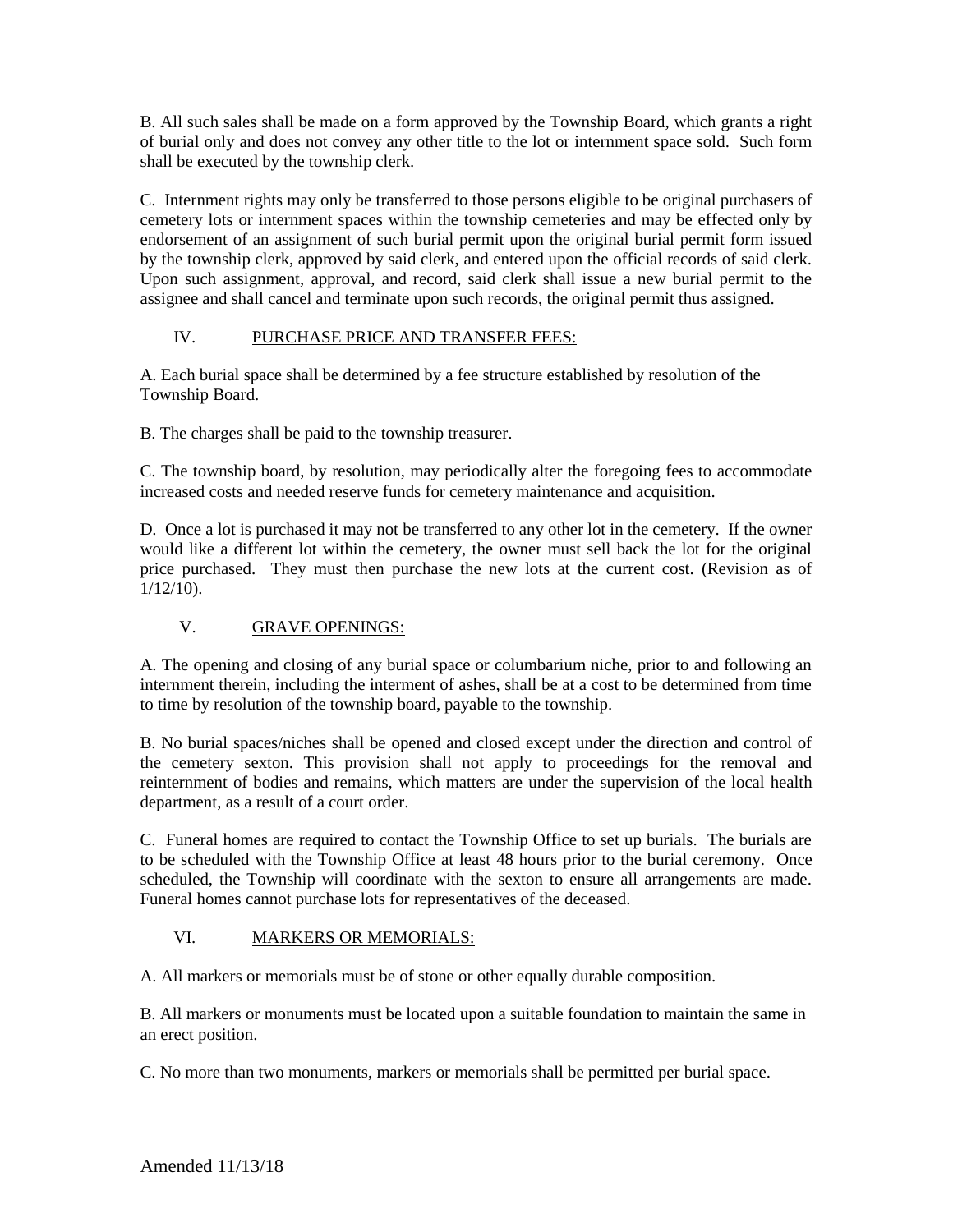B. All such sales shall be made on a form approved by the Township Board, which grants a right of burial only and does not convey any other title to the lot or internment space sold. Such form shall be executed by the township clerk.

C. Internment rights may only be transferred to those persons eligible to be original purchasers of cemetery lots or internment spaces within the township cemeteries and may be effected only by endorsement of an assignment of such burial permit upon the original burial permit form issued by the township clerk, approved by said clerk, and entered upon the official records of said clerk. Upon such assignment, approval, and record, said clerk shall issue a new burial permit to the assignee and shall cancel and terminate upon such records, the original permit thus assigned.

## IV. PURCHASE PRICE AND TRANSFER FEES:

A. Each burial space shall be determined by a fee structure established by resolution of the Township Board.

B. The charges shall be paid to the township treasurer.

C. The township board, by resolution, may periodically alter the foregoing fees to accommodate increased costs and needed reserve funds for cemetery maintenance and acquisition.

D. Once a lot is purchased it may not be transferred to any other lot in the cemetery. If the owner would like a different lot within the cemetery, the owner must sell back the lot for the original price purchased. They must then purchase the new lots at the current cost. (Revision as of 1/12/10).

## V. GRAVE OPENINGS:

A. The opening and closing of any burial space or columbarium niche, prior to and following an internment therein, including the interment of ashes, shall be at a cost to be determined from time to time by resolution of the township board, payable to the township.

B. No burial spaces/niches shall be opened and closed except under the direction and control of the cemetery sexton. This provision shall not apply to proceedings for the removal and reinternment of bodies and remains, which matters are under the supervision of the local health department, as a result of a court order.

C. Funeral homes are required to contact the Township Office to set up burials. The burials are to be scheduled with the Township Office at least 48 hours prior to the burial ceremony. Once scheduled, the Township will coordinate with the sexton to ensure all arrangements are made. Funeral homes cannot purchase lots for representatives of the deceased.

## VI. MARKERS OR MEMORIALS:

A. All markers or memorials must be of stone or other equally durable composition.

B. All markers or monuments must be located upon a suitable foundation to maintain the same in an erect position.

C. No more than two monuments, markers or memorials shall be permitted per burial space.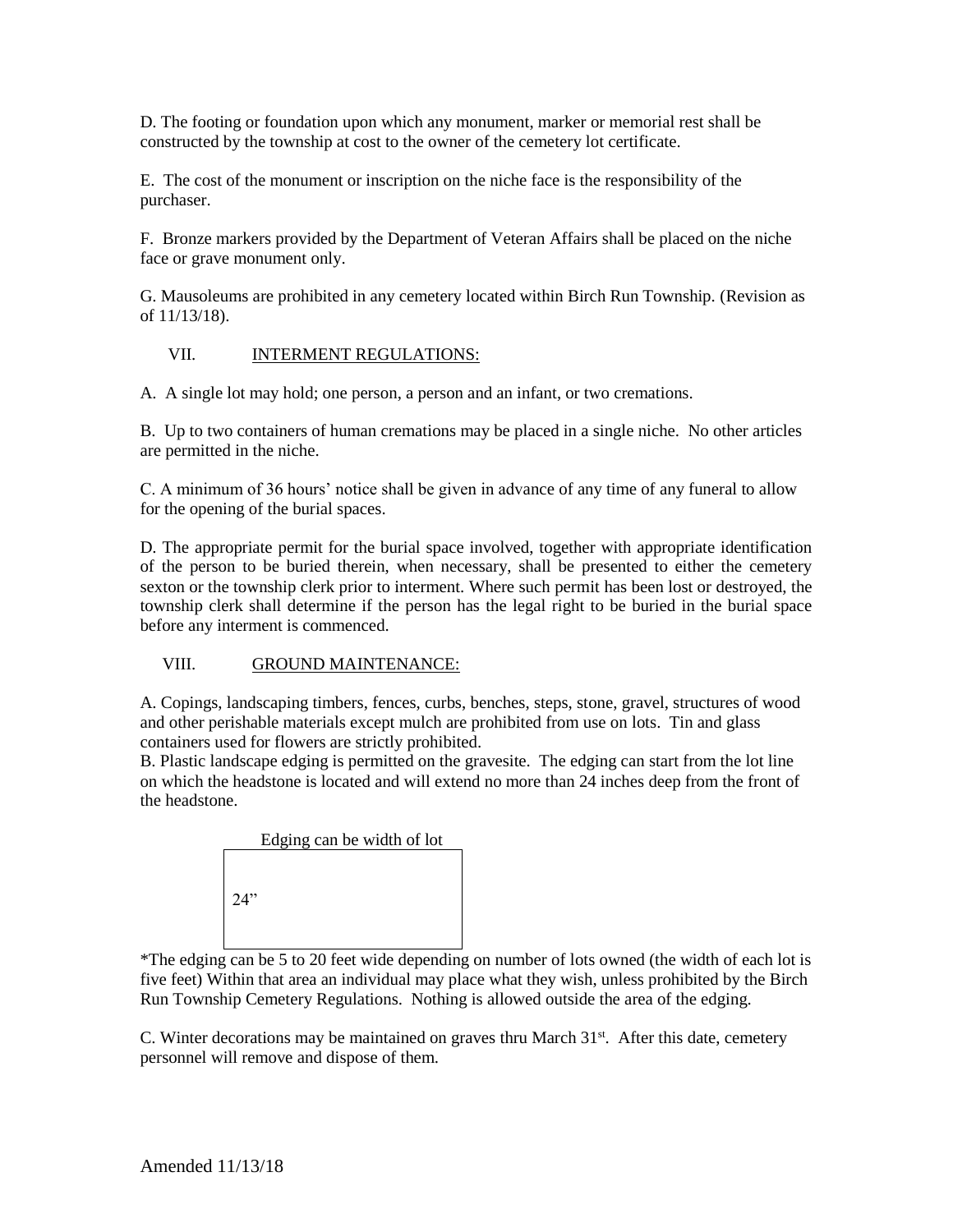D. The footing or foundation upon which any monument, marker or memorial rest shall be constructed by the township at cost to the owner of the cemetery lot certificate.

E. The cost of the monument or inscription on the niche face is the responsibility of the purchaser.

F. Bronze markers provided by the Department of Veteran Affairs shall be placed on the niche face or grave monument only.

G. Mausoleums are prohibited in any cemetery located within Birch Run Township. (Revision as of 11/13/18).

## VII. INTERMENT REGULATIONS:

A. A single lot may hold; one person, a person and an infant, or two cremations.

B. Up to two containers of human cremations may be placed in a single niche. No other articles are permitted in the niche.

C. A minimum of 36 hours' notice shall be given in advance of any time of any funeral to allow for the opening of the burial spaces.

D. The appropriate permit for the burial space involved, together with appropriate identification of the person to be buried therein, when necessary, shall be presented to either the cemetery sexton or the township clerk prior to interment. Where such permit has been lost or destroyed, the township clerk shall determine if the person has the legal right to be buried in the burial space before any interment is commenced.

## VIII. GROUND MAINTENANCE:

A. Copings, landscaping timbers, fences, curbs, benches, steps, stone, gravel, structures of wood and other perishable materials except mulch are prohibited from use on lots. Tin and glass containers used for flowers are strictly prohibited.

B. Plastic landscape edging is permitted on the gravesite. The edging can start from the lot line on which the headstone is located and will extend no more than 24 inches deep from the front of the headstone.

Edging can be width of lot

24"

*The edging can be 5 to 20 feet wide depending on number of lots owned (the width of each lot is five feet) Within that area an individual may place what they wish, unless prohibited by the Birch Run Township Cemetery Regulations. Nothing is allowed outside the area of the edging.

C. Winter decorations may be maintained on graves thru March 31st. After this date, cemetery personnel will remove and dispose of them.

Amended 11/13/18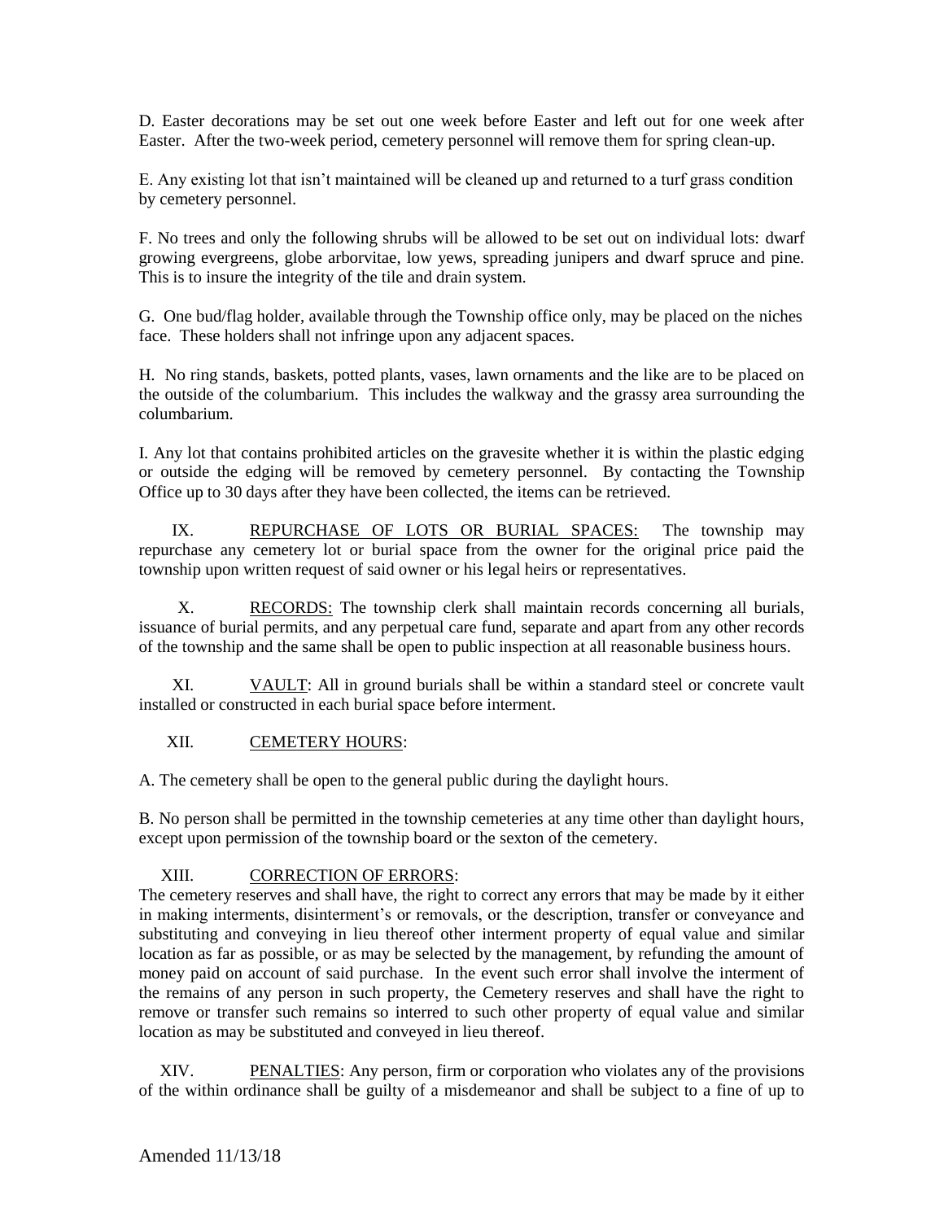D. Easter decorations may be set out one week before Easter and left out for one week after Easter. After the two-week period, cemetery personnel will remove them for spring clean-up.

E. Any existing lot that isn't maintained will be cleaned up and returned to a turf grass condition by cemetery personnel.

F. No trees and only the following shrubs will be allowed to be set out on individual lots: dwarf growing evergreens, globe arborvitae, low yews, spreading junipers and dwarf spruce and pine. This is to insure the integrity of the tile and drain system.

G. One bud/flag holder, available through the Township office only, may be placed on the niches face. These holders shall not infringe upon any adjacent spaces.

H. No ring stands, baskets, potted plants, vases, lawn ornaments and the like are to be placed on the outside of the columbarium. This includes the walkway and the grassy area surrounding the columbarium.

I. Any lot that contains prohibited articles on the gravesite whether it is within the plastic edging or outside the edging will be removed by cemetery personnel. By contacting the Township Office up to 30 days after they have been collected, the items can be retrieved.

IX. REPURCHASE OF LOTS OR BURIAL SPACES: The township may repurchase any cemetery lot or burial space from the owner for the original price paid the township upon written request of said owner or his legal heirs or representatives.

X. RECORDS: The township clerk shall maintain records concerning all burials, issuance of burial permits, and any perpetual care fund, separate and apart from any other records of the township and the same shall be open to public inspection at all reasonable business hours.

XI. VAULT: All in ground burials shall be within a standard steel or concrete vault installed or constructed in each burial space before interment.

XII. CEMETERY HOURS:

A. The cemetery shall be open to the general public during the daylight hours.

B. No person shall be permitted in the township cemeteries at any time other than daylight hours, except upon permission of the township board or the sexton of the cemetery.

XIII. CORRECTION OF ERRORS:

The cemetery reserves and shall have, the right to correct any errors that may be made by it either in making interments, disinterment's or removals, or the description, transfer or conveyance and substituting and conveying in lieu thereof other interment property of equal value and similar location as far as possible, or as may be selected by the management, by refunding the amount of money paid on account of said purchase. In the event such error shall involve the interment of the remains of any person in such property, the Cemetery reserves and shall have the right to remove or transfer such remains so interred to such other property of equal value and similar location as may be substituted and conveyed in lieu thereof.

XIV. PENALTIES: Any person, firm or corporation who violates any of the provisions of the within ordinance shall be guilty of a misdemeanor and shall be subject to a fine of up to

Amended 11/13/18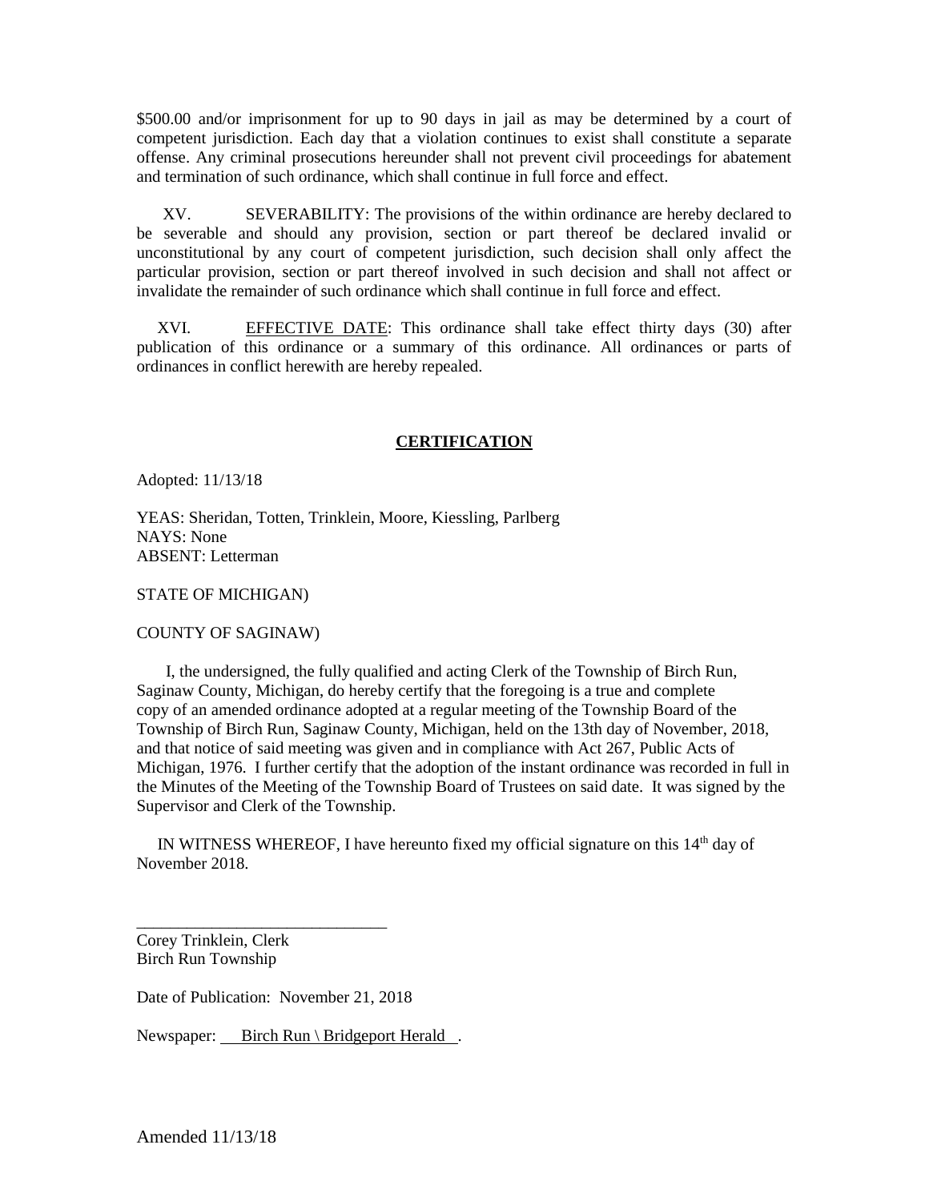$500.00 and/or imprisonment for up to 90 days in jail as may be determined by a court of competent jurisdiction. Each day that a violation continues to exist shall constitute a separate offense. Any criminal prosecutions hereunder shall not prevent civil proceedings for abatement and termination of such ordinance, which shall continue in full force and effect.

XV. SEVERABILITY: The provisions of the within ordinance are hereby declared to be severable and should any provision, section or part thereof be declared invalid or unconstitutional by any court of competent jurisdiction, such decision shall only affect the particular provision, section or part thereof involved in such decision and shall not affect or invalidate the remainder of such ordinance which shall continue in full force and effect.

XVI. EFFECTIVE DATE: This ordinance shall take effect thirty days (30) after publication of this ordinance or a summary of this ordinance. All ordinances or parts of ordinances in conflict herewith are hereby repealed.

**CERTIFICATION**

Adopted: 11/13/18

YEAS: Sheridan, Totten, Trinklein, Moore, Kiessling, Parlberg
NAYS: None
ABSENT: Letterman

STATE OF MICHIGAN)

COUNTY OF SAGINAW)

I, the undersigned, the fully qualified and acting Clerk of the Township of Birch Run, Saginaw County, Michigan, do hereby certify that the foregoing is a true and complete copy of an amended ordinance adopted at a regular meeting of the Township Board of the Township of Birch Run, Saginaw County, Michigan, held on the 13th day of November, 2018, and that notice of said meeting was given and in compliance with Act 267, Public Acts of Michigan, 1976. I further certify that the adoption of the instant ordinance was recorded in full in the Minutes of the Meeting of the Township Board of Trustees on said date. It was signed by the Supervisor and Clerk of the Township.

IN WITNESS WHEREOF, I have hereunto fixed my official signature on this 14th day of November 2018.

______________________________
Corey Trinklein, Clerk
Birch Run Township

Date of Publication: November 21, 2018

Newspaper: Birch Run \ Bridgeport Herald .

Amended 11/13/18